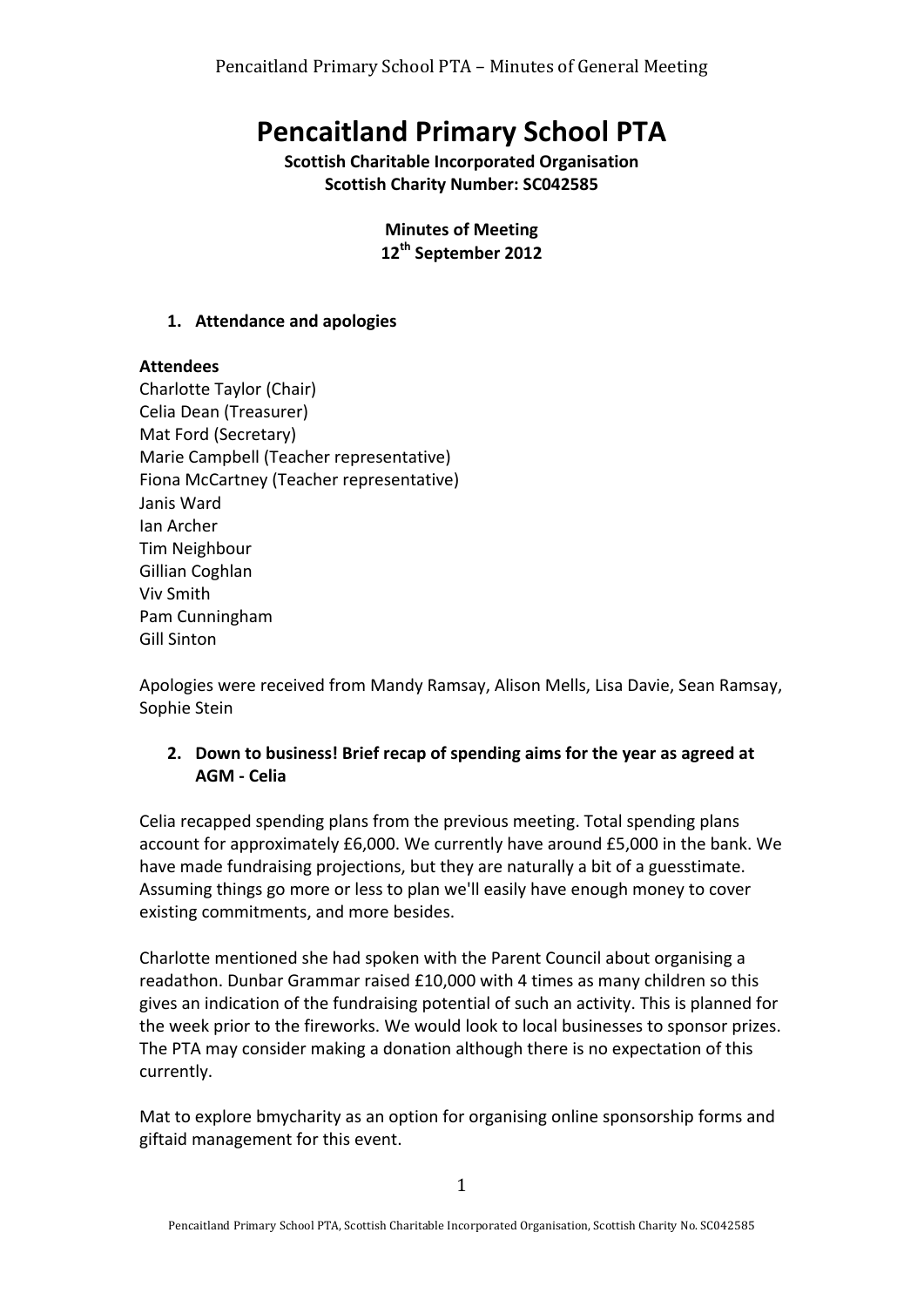# Pencaitland Primary School PTA

**Scottish Charitable Incorporated Organisation**
**Scottish Charity Number: SC042585**

**Minutes of Meeting**
**12th September 2012**

### 1. Attendance and apologies

**Attendees**

Charlotte Taylor (Chair)
Celia Dean (Treasurer)
Mat Ford (Secretary)
Marie Campbell (Teacher representative)
Fiona McCartney (Teacher representative)
Janis Ward
Ian Archer
Tim Neighbour
Gillian Coghlan
Viv Smith
Pam Cunningham
Gill Sinton

Apologies were received from Mandy Ramsay, Alison Mells, Lisa Davie, Sean Ramsay, Sophie Stein

### 2. Down to business! Brief recap of spending aims for the year as agreed at AGM - Celia

Celia recapped spending plans from the previous meeting. Total spending plans account for approximately £6,000. We currently have around £5,000 in the bank. We have made fundraising projections, but they are naturally a bit of a guesstimate. Assuming things go more or less to plan we'll easily have enough money to cover existing commitments, and more besides.

Charlotte mentioned she had spoken with the Parent Council about organising a readathon. Dunbar Grammar raised £10,000 with 4 times as many children so this gives an indication of the fundraising potential of such an activity. This is planned for the week prior to the fireworks. We would look to local businesses to sponsor prizes. The PTA may consider making a donation although there is no expectation of this currently.

Mat to explore bmycharity as an option for organising online sponsorship forms and giftaid management for this event.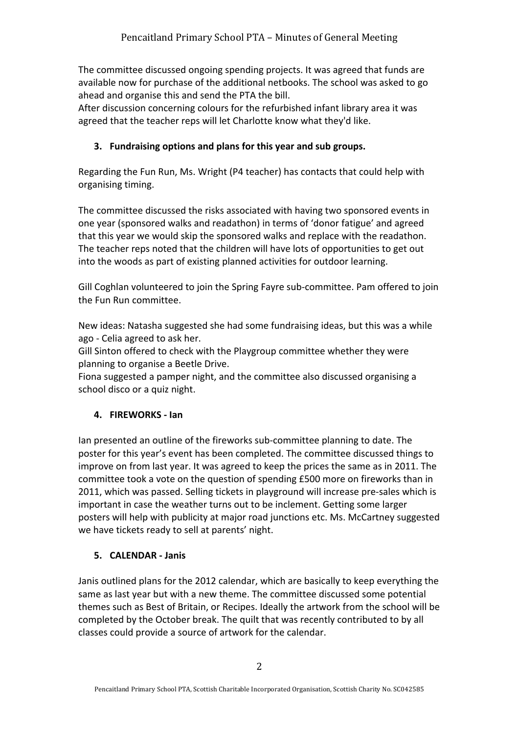The committee discussed ongoing spending projects. It was agreed that funds are available now for purchase of the additional netbooks. The school was asked to go ahead and organise this and send the PTA the bill.
After discussion concerning colours for the refurbished infant library area it was agreed that the teacher reps will let Charlotte know what they'd like.

## 3. Fundraising options and plans for this year and sub groups.

Regarding the Fun Run, Ms. Wright (P4 teacher) has contacts that could help with organising timing.

The committee discussed the risks associated with having two sponsored events in one year (sponsored walks and readathon) in terms of 'donor fatigue' and agreed that this year we would skip the sponsored walks and replace with the readathon. The teacher reps noted that the children will have lots of opportunities to get out into the woods as part of existing planned activities for outdoor learning.

Gill Coghlan volunteered to join the Spring Fayre sub-committee. Pam offered to join the Fun Run committee.

New ideas: Natasha suggested she had some fundraising ideas, but this was a while ago - Celia agreed to ask her.
Gill Sinton offered to check with the Playgroup committee whether they were planning to organise a Beetle Drive.
Fiona suggested a pamper night, and the committee also discussed organising a school disco or a quiz night.

## 4. FIREWORKS - Ian

Ian presented an outline of the fireworks sub-committee planning to date. The poster for this year's event has been completed. The committee discussed things to improve on from last year. It was agreed to keep the prices the same as in 2011. The committee took a vote on the question of spending £500 more on fireworks than in 2011, which was passed. Selling tickets in playground will increase pre-sales which is important in case the weather turns out to be inclement. Getting some larger posters will help with publicity at major road junctions etc. Ms. McCartney suggested we have tickets ready to sell at parents' night.

## 5. CALENDAR - Janis

Janis outlined plans for the 2012 calendar, which are basically to keep everything the same as last year but with a new theme. The committee discussed some potential themes such as Best of Britain, or Recipes. Ideally the artwork from the school will be completed by the October break. The quilt that was recently contributed to by all classes could provide a source of artwork for the calendar.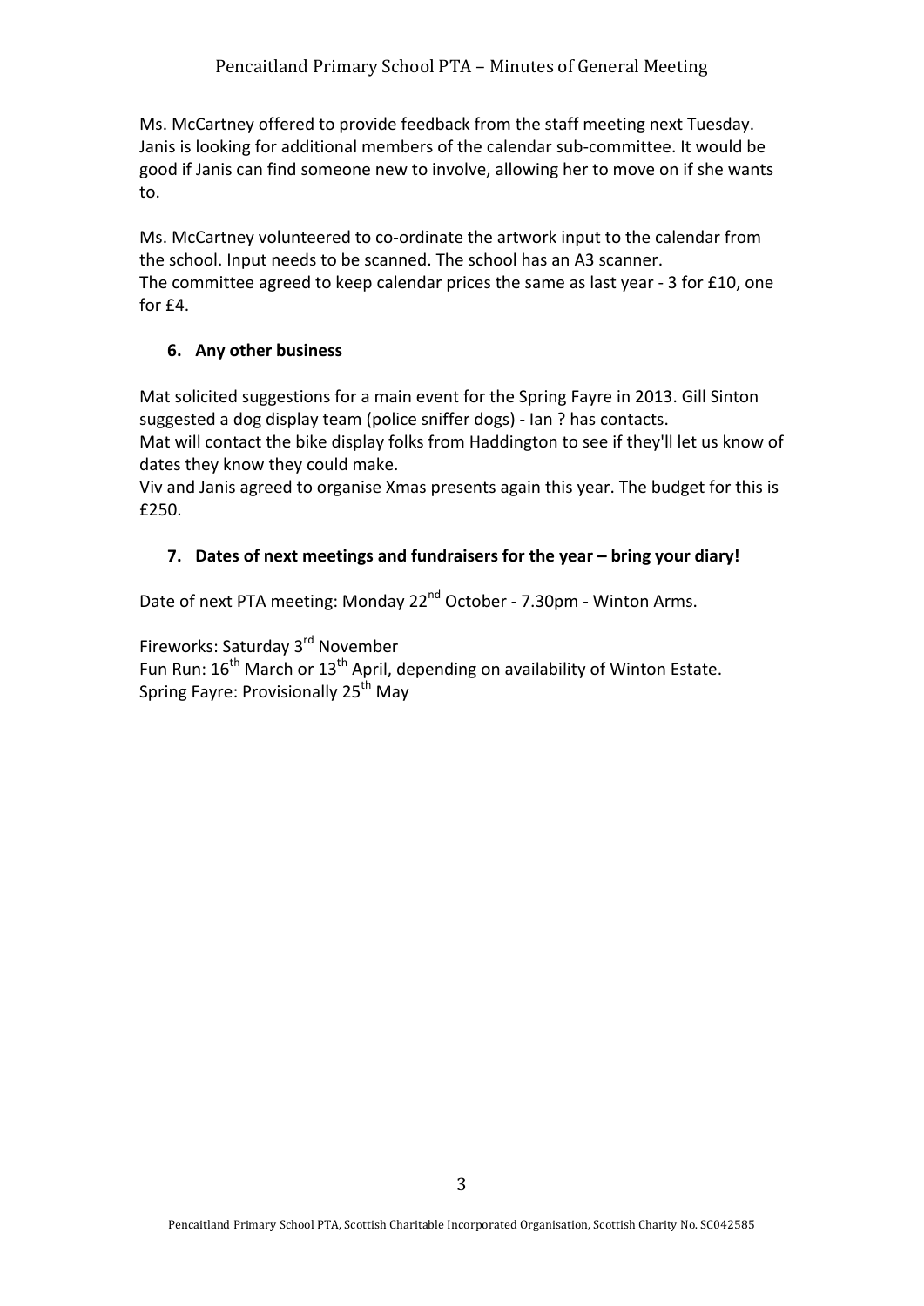Ms. McCartney offered to provide feedback from the staff meeting next Tuesday. Janis is looking for additional members of the calendar sub-committee. It would be good if Janis can find someone new to involve, allowing her to move on if she wants to.

Ms. McCartney volunteered to co-ordinate the artwork input to the calendar from the school. Input needs to be scanned. The school has an A3 scanner.
The committee agreed to keep calendar prices the same as last year - 3 for £10, one for £4.

**6. Any other business**

Mat solicited suggestions for a main event for the Spring Fayre in 2013. Gill Sinton suggested a dog display team (police sniffer dogs) - Ian ? has contacts.
Mat will contact the bike display folks from Haddington to see if they'll let us know of dates they know they could make.
Viv and Janis agreed to organise Xmas presents again this year. The budget for this is £250.

**7. Dates of next meetings and fundraisers for the year – bring your diary!**

Date of next PTA meeting: Monday 22nd October - 7.30pm - Winton Arms.

Fireworks: Saturday 3rd November
Fun Run: 16th March or 13th April, depending on availability of Winton Estate.
Spring Fayre: Provisionally 25th May